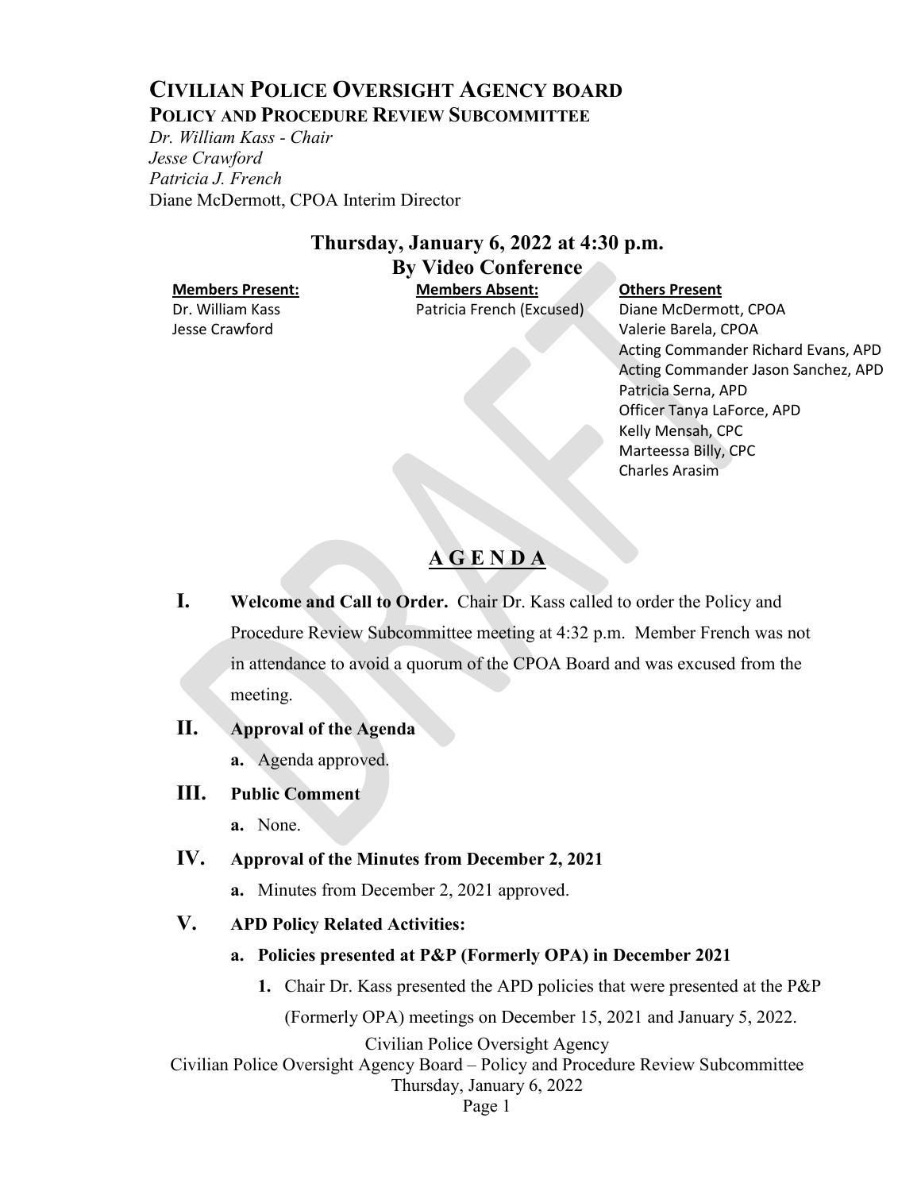# CIVILIAN POLICE OVERSIGHT AGENCY BOARD

## POLICY AND PROCEDURE REVIEW SUBCOMMITTEE

*Dr. William Kass - Chair*
*Jesse Crawford*
*Patricia J. French*
Diane McDermott, CPOA Interim Director

## Thursday, January 6, 2022 at 4:30 p.m.
## By Video Conference

| Members Present: | Members Absent: | Others Present |
|---|---|---|
| Dr. William Kass | Patricia French (Excused) | Diane McDermott, CPOA |
| Jesse Crawford | | Valerie Barela, CPOA |
| | | Acting Commander Richard Evans, APD |
| | | Acting Commander Jason Sanchez, APD |
| | | Patricia Serna, APD |
| | | Officer Tanya LaForce, APD |
| | | Kelly Mensah, CPC |
| | | Marteessa Billy, CPC |
| | | Charles Arasim |

## A G E N D A

**I. Welcome and Call to Order.** Chair Dr. Kass called to order the Policy and Procedure Review Subcommittee meeting at 4:32 p.m. Member French was not in attendance to avoid a quorum of the CPOA Board and was excused from the meeting.

**II. Approval of the Agenda**

- **a.** Agenda approved.

**III. Public Comment**

- **a.** None.

**IV. Approval of the Minutes from December 2, 2021**

- **a.** Minutes from December 2, 2021 approved.

**V. APD Policy Related Activities:**

- **a. Policies presented at P&P (Formerly OPA) in December 2021**
  1. Chair Dr. Kass presented the APD policies that were presented at the P&P (Formerly OPA) meetings on December 15, 2021 and January 5, 2022.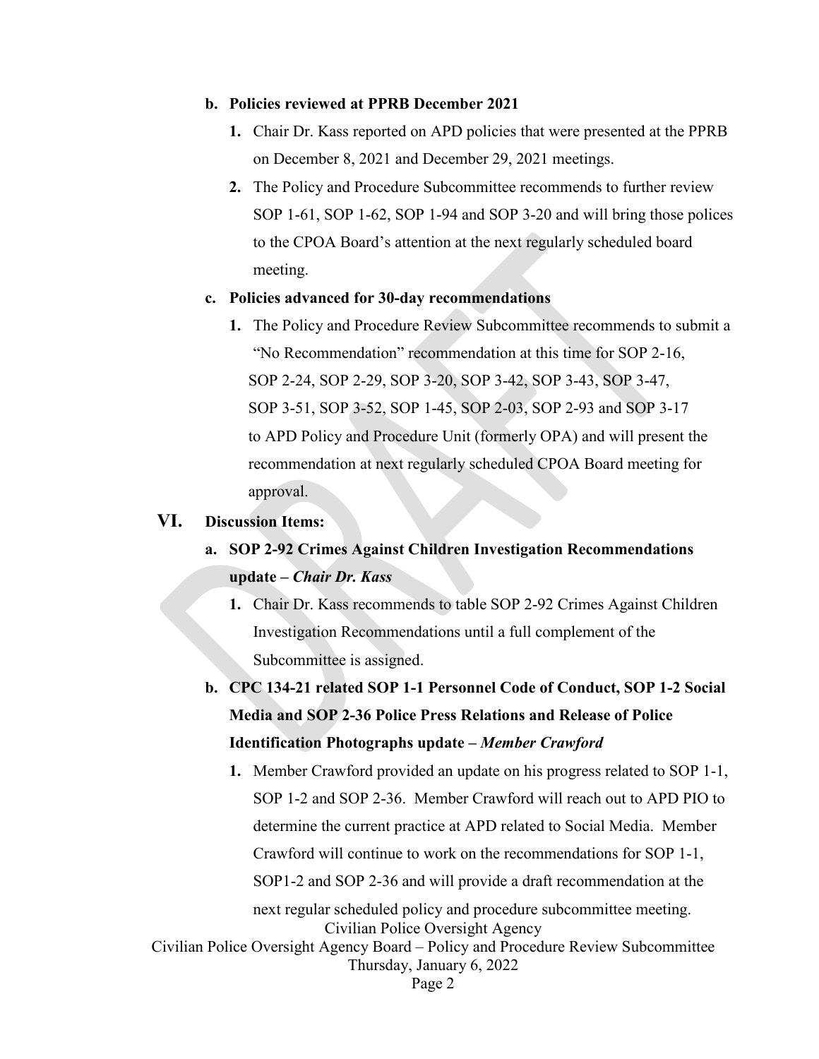**b. Policies reviewed at PPRB December 2021**

1. Chair Dr. Kass reported on APD policies that were presented at the PPRB on December 8, 2021 and December 29, 2021 meetings.
2. The Policy and Procedure Subcommittee recommends to further review SOP 1-61, SOP 1-62, SOP 1-94 and SOP 3-20 and will bring those polices to the CPOA Board's attention at the next regularly scheduled board meeting.

**c. Policies advanced for 30-day recommendations**

1. The Policy and Procedure Review Subcommittee recommends to submit a "No Recommendation" recommendation at this time for SOP 2-16, SOP 2-24, SOP 2-29, SOP 3-20, SOP 3-42, SOP 3-43, SOP 3-47, SOP 3-51, SOP 3-52, SOP 1-45, SOP 2-03, SOP 2-93 and SOP 3-17 to APD Policy and Procedure Unit (formerly OPA) and will present the recommendation at next regularly scheduled CPOA Board meeting for approval.

## VI. Discussion Items:

**a. SOP 2-92 Crimes Against Children Investigation Recommendations update – *Chair Dr. Kass***

1. Chair Dr. Kass recommends to table SOP 2-92 Crimes Against Children Investigation Recommendations until a full complement of the Subcommittee is assigned.

**b. CPC 134-21 related SOP 1-1 Personnel Code of Conduct, SOP 1-2 Social Media and SOP 2-36 Police Press Relations and Release of Police Identification Photographs update – *Member Crawford***

1. Member Crawford provided an update on his progress related to SOP 1-1, SOP 1-2 and SOP 2-36. Member Crawford will reach out to APD PIO to determine the current practice at APD related to Social Media. Member Crawford will continue to work on the recommendations for SOP 1-1, SOP1-2 and SOP 2-36 and will provide a draft recommendation at the next regular scheduled policy and procedure subcommittee meeting.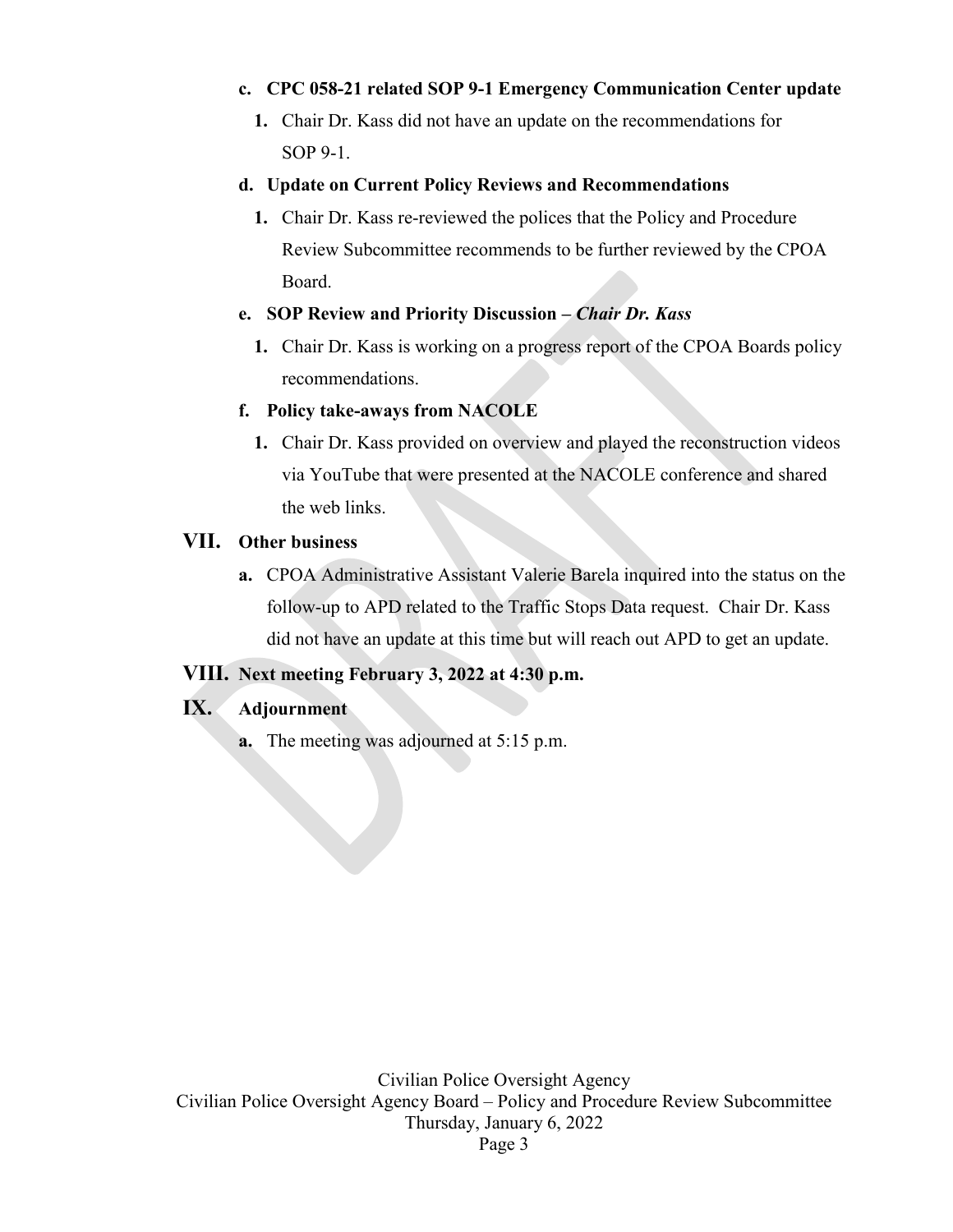- **c. CPC 058-21 related SOP 9-1 Emergency Communication Center update**
  1. Chair Dr. Kass did not have an update on the recommendations for SOP 9-1.
- **d. Update on Current Policy Reviews and Recommendations**
  1. Chair Dr. Kass re-reviewed the polices that the Policy and Procedure Review Subcommittee recommends to be further reviewed by the CPOA Board.
- **e. SOP Review and Priority Discussion –** ***Chair Dr. Kass***
  1. Chair Dr. Kass is working on a progress report of the CPOA Boards policy recommendations.
- **f. Policy take-aways from NACOLE**
  1. Chair Dr. Kass provided on overview and played the reconstruction videos via YouTube that were presented at the NACOLE conference and shared the web links.

## VII. Other business

- **a.** CPOA Administrative Assistant Valerie Barela inquired into the status on the follow-up to APD related to the Traffic Stops Data request. Chair Dr. Kass did not have an update at this time but will reach out APD to get an update.

## VIII. Next meeting February 3, 2022 at 4:30 p.m.

## IX. Adjournment

- **a.** The meeting was adjourned at 5:15 p.m.